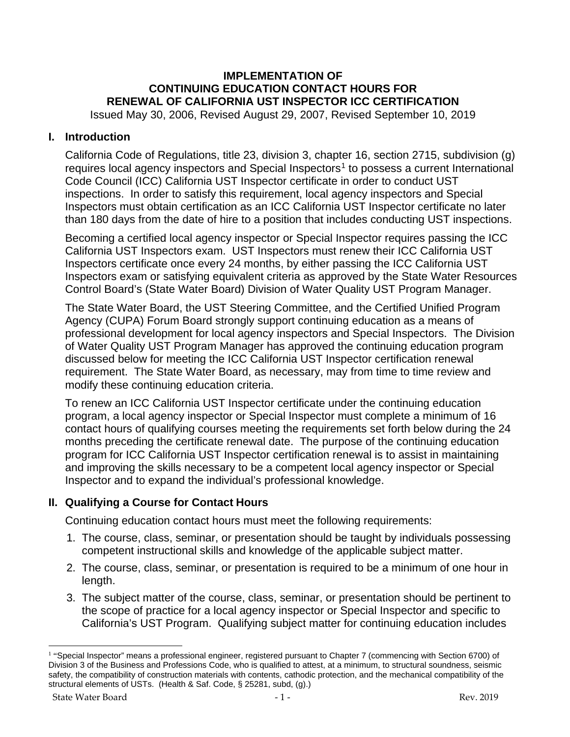**IMPLEMENTATION OF**
**CONTINUING EDUCATION CONTACT HOURS FOR**
**RENEWAL OF CALIFORNIA UST INSPECTOR ICC CERTIFICATION**

Issued May 30, 2006, Revised August 29, 2007, Revised September 10, 2019

## I. Introduction

California Code of Regulations, title 23, division 3, chapter 16, section 2715, subdivision (g) requires local agency inspectors and Special Inspectors[1] to possess a current International Code Council (ICC) California UST Inspector certificate in order to conduct UST inspections. In order to satisfy this requirement, local agency inspectors and Special Inspectors must obtain certification as an ICC California UST Inspector certificate no later than 180 days from the date of hire to a position that includes conducting UST inspections.

Becoming a certified local agency inspector or Special Inspector requires passing the ICC California UST Inspectors exam. UST Inspectors must renew their ICC California UST Inspectors certificate once every 24 months, by either passing the ICC California UST Inspectors exam or satisfying equivalent criteria as approved by the State Water Resources Control Board's (State Water Board) Division of Water Quality UST Program Manager.

The State Water Board, the UST Steering Committee, and the Certified Unified Program Agency (CUPA) Forum Board strongly support continuing education as a means of professional development for local agency inspectors and Special Inspectors. The Division of Water Quality UST Program Manager has approved the continuing education program discussed below for meeting the ICC California UST Inspector certification renewal requirement. The State Water Board, as necessary, may from time to time review and modify these continuing education criteria.

To renew an ICC California UST Inspector certificate under the continuing education program, a local agency inspector or Special Inspector must complete a minimum of 16 contact hours of qualifying courses meeting the requirements set forth below during the 24 months preceding the certificate renewal date. The purpose of the continuing education program for ICC California UST Inspector certification renewal is to assist in maintaining and improving the skills necessary to be a competent local agency inspector or Special Inspector and to expand the individual's professional knowledge.

## II. Qualifying a Course for Contact Hours

Continuing education contact hours must meet the following requirements:

1. The course, class, seminar, or presentation should be taught by individuals possessing competent instructional skills and knowledge of the applicable subject matter.
2. The course, class, seminar, or presentation is required to be a minimum of one hour in length.
3. The subject matter of the course, class, seminar, or presentation should be pertinent to the scope of practice for a local agency inspector or Special Inspector and specific to California's UST Program. Qualifying subject matter for continuing education includes

[1] "Special Inspector" means a professional engineer, registered pursuant to Chapter 7 (commencing with Section 6700) of Division 3 of the Business and Professions Code, who is qualified to attest, at a minimum, to structural soundness, seismic safety, the compatibility of construction materials with contents, cathodic protection, and the mechanical compatibility of the structural elements of USTs. (Health & Saf. Code, § 25281, subd, (g).)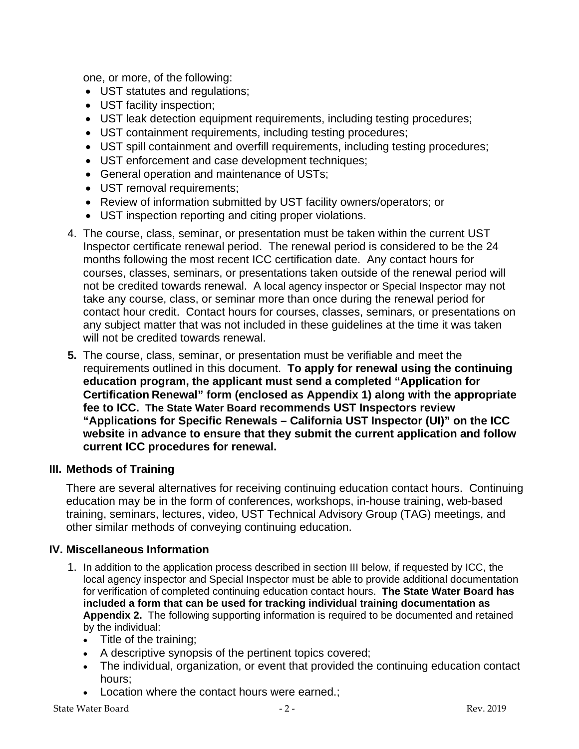one, or more, of the following:

- UST statutes and regulations;
- UST facility inspection;
- UST leak detection equipment requirements, including testing procedures;
- UST containment requirements, including testing procedures;
- UST spill containment and overfill requirements, including testing procedures;
- UST enforcement and case development techniques;
- General operation and maintenance of USTs;
- UST removal requirements;
- Review of information submitted by UST facility owners/operators; or
- UST inspection reporting and citing proper violations.

4. The course, class, seminar, or presentation must be taken within the current UST Inspector certificate renewal period. The renewal period is considered to be the 24 months following the most recent ICC certification date. Any contact hours for courses, classes, seminars, or presentations taken outside of the renewal period will not be credited towards renewal. A local agency inspector or Special Inspector may not take any course, class, or seminar more than once during the renewal period for contact hour credit. Contact hours for courses, classes, seminars, or presentations on any subject matter that was not included in these guidelines at the time it was taken will not be credited towards renewal.

5. The course, class, seminar, or presentation must be verifiable and meet the requirements outlined in this document. **To apply for renewal using the continuing education program, the applicant must send a completed "Application for Certification Renewal" form (enclosed as Appendix 1) along with the appropriate fee to ICC. The State Water Board recommends UST Inspectors review "Applications for Specific Renewals – California UST Inspector (UI)" on the ICC website in advance to ensure that they submit the current application and follow current ICC procedures for renewal.**

## III. Methods of Training

There are several alternatives for receiving continuing education contact hours. Continuing education may be in the form of conferences, workshops, in-house training, web-based training, seminars, lectures, video, UST Technical Advisory Group (TAG) meetings, and other similar methods of conveying continuing education.

## IV. Miscellaneous Information

1. In addition to the application process described in section III below, if requested by ICC, the local agency inspector and Special Inspector must be able to provide additional documentation for verification of completed continuing education contact hours. **The State Water Board has included a form that can be used for tracking individual training documentation as Appendix 2.** The following supporting information is required to be documented and retained by the individual:
   - Title of the training;
   - A descriptive synopsis of the pertinent topics covered;
   - The individual, organization, or event that provided the continuing education contact hours;
   - Location where the contact hours were earned.;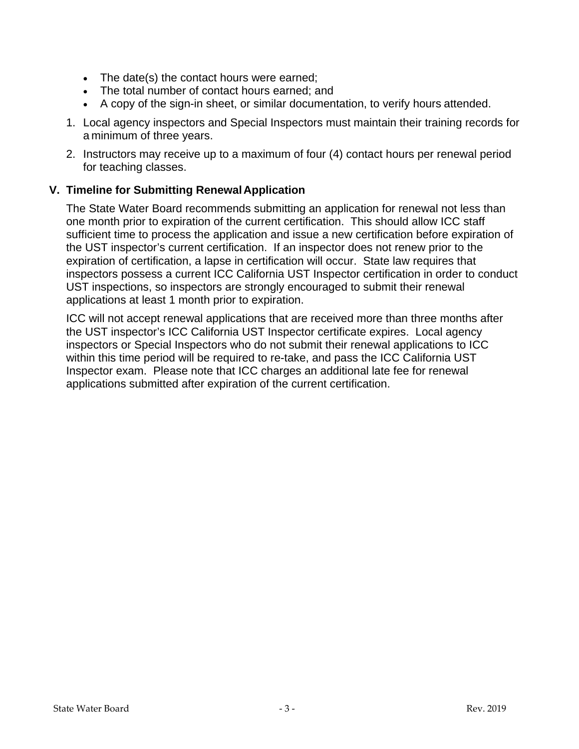- The date(s) the contact hours were earned;
- The total number of contact hours earned; and
- A copy of the sign-in sheet, or similar documentation, to verify hours attended.

1. Local agency inspectors and Special Inspectors must maintain their training records for a minimum of three years.
2. Instructors may receive up to a maximum of four (4) contact hours per renewal period for teaching classes.

## V. Timeline for Submitting Renewal Application

The State Water Board recommends submitting an application for renewal not less than one month prior to expiration of the current certification. This should allow ICC staff sufficient time to process the application and issue a new certification before expiration of the UST inspector's current certification. If an inspector does not renew prior to the expiration of certification, a lapse in certification will occur. State law requires that inspectors possess a current ICC California UST Inspector certification in order to conduct UST inspections, so inspectors are strongly encouraged to submit their renewal applications at least 1 month prior to expiration.

ICC will not accept renewal applications that are received more than three months after the UST inspector's ICC California UST Inspector certificate expires. Local agency inspectors or Special Inspectors who do not submit their renewal applications to ICC within this time period will be required to re-take, and pass the ICC California UST Inspector exam. Please note that ICC charges an additional late fee for renewal applications submitted after expiration of the current certification.